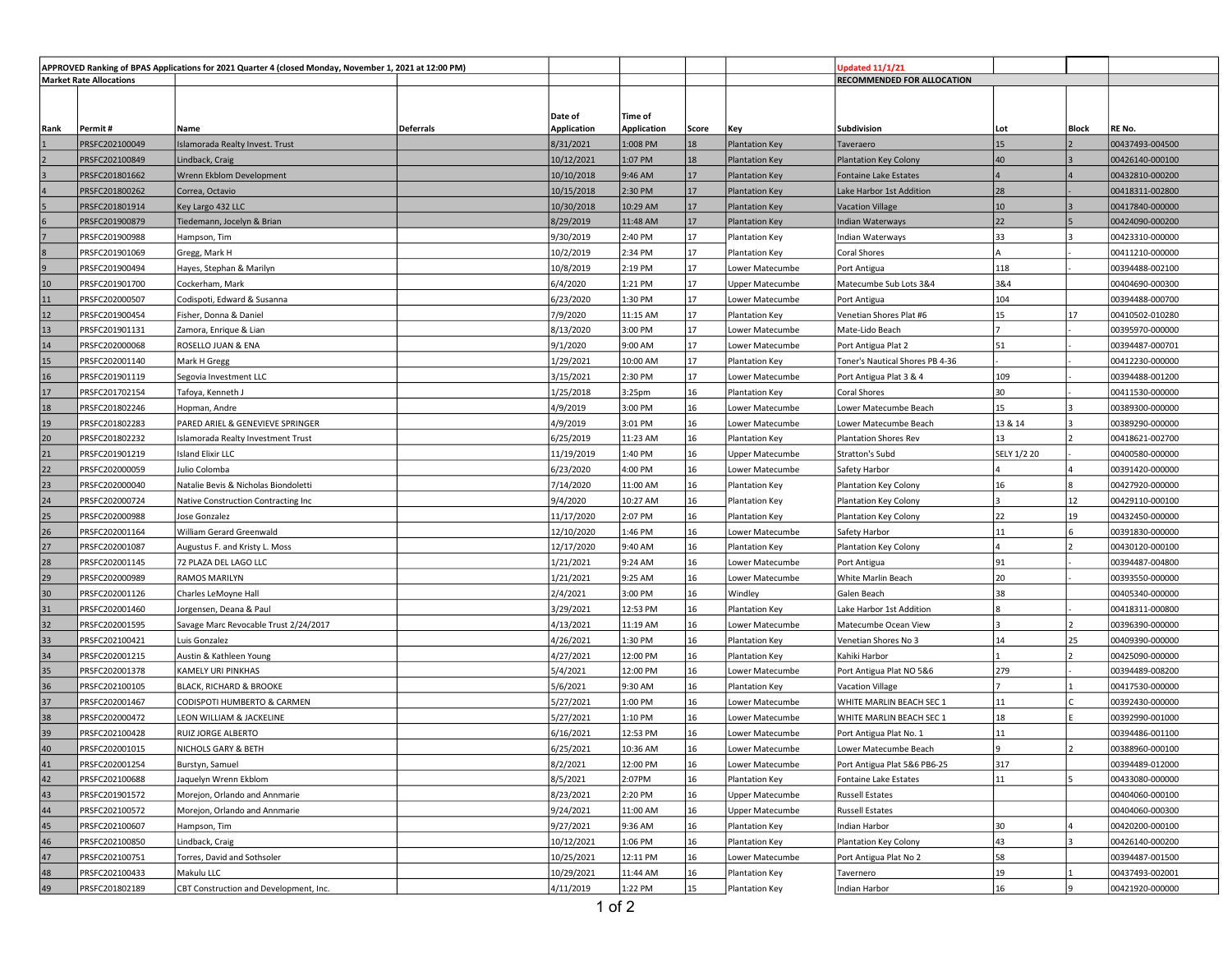**APPROVED Ranking of BPAS Applications for 2021 Quarter 4 (closed Monday, November 1, 2021 at 12:00 PM)**

Updated 11/1/21

**Market Rate Allocations**

**RECOMMENDED FOR ALLOCATION**

| Rank | Permit # | Name | Deferrals | Date of Application | Time of Application | Score | Key | Subdivision | Lot | Block | RE No. |
|---|---|---|---|---|---|---|---|---|---|---|---|
| 1 | PRSFC202100049 | Islamorada Realty Invest. Trust | | 8/31/2021 | 1:008 PM | 18 | Plantation Key | Taveraero | 15 | 2 | 00437493-004500 |
| 2 | PRSFC202100849 | Lindback, Craig | | 10/12/2021 | 1:07 PM | 18 | Plantation Key | Plantation Key Colony | 40 | 3 | 00426140-000100 |
| 3 | PRSFC201801662 | Wrenn Ekblom Development | | 10/10/2018 | 9:46 AM | 17 | Plantation Key | Fontaine Lake Estates | 4 | 4 | 00432810-000200 |
| 4 | PRSFC201800262 | Correa, Octavio | | 10/15/2018 | 2:30 PM | 17 | Plantation Key | Lake Harbor 1st Addition | 28 | | 00418311-002800 |
| 5 | PRSFC201801914 | Key Largo 432 LLC | | 10/30/2018 | 10:29 AM | 17 | Plantation Key | Vacation Village | 10 | 3 | 00417840-000000 |
| 6 | PRSFC201900879 | Tiedemann, Jocelyn & Brian | | 8/29/2019 | 11:48 AM | 17 | Plantation Key | Indian Waterways | 22 | 5 | 00424090-000200 |
| 7 | PRSFC201900988 | Hampson, Tim | | 9/30/2019 | 2:40 PM | 17 | Plantation Key | Indian Waterways | 33 | 3 | 00423310-000000 |
| 8 | PRSFC201901069 | Gregg, Mark H | | 10/2/2019 | 2:34 PM | 17 | Plantation Key | Coral Shores | A | | 00411210-000000 |
| 9 | PRSFC201900494 | Hayes, Stephan & Marilyn | | 10/8/2019 | 2:19 PM | 17 | Lower Matecumbe | Port Antigua | 118 | - | 00394488-002100 |
| 10 | PRSFC201901700 | Cockerham, Mark | | 6/4/2020 | 1:21 PM | 17 | Upper Matecumbe | Matecumbe Sub Lots 3&4 | 3&4 | | 00404690-000300 |
| 11 | PRSFC202000507 | Codispoti, Edward & Susanna | | 6/23/2020 | 1:30 PM | 17 | Lower Matecumbe | Port Antigua | 104 | | 00394488-000700 |
| 12 | PRSFC201900454 | Fisher, Donna & Daniel | | 7/9/2020 | 11:15 AM | 17 | Plantation Key | Venetian Shores Plat #6 | 15 | 17 | 00410502-010280 |
| 13 | PRSFC201901131 | Zamora, Enrique & Lian | | 8/13/2020 | 3:00 PM | 17 | Lower Matecumbe | Mate-Lido Beach | 7 | - | 00395970-000000 |
| 14 | PRSFC202000068 | ROSELLO JUAN & ENA | | 9/1/2020 | 9:00 AM | 17 | Lower Matecumbe | Port Antigua Plat 2 | 51 | - | 00394487-000701 |
| 15 | PRSFC202001140 | Mark H Gregg | | 1/29/2021 | 10:00 AM | 17 | Plantation Key | Toner's Nautical Shores PB 4-36 | - | - | 00412230-000000 |
| 16 | PRSFC201901119 | Segovia Investment LLC | | 3/15/2021 | 2:30 PM | 17 | Lower Matecumbe | Port Antigua Plat 3 & 4 | 109 | - | 00394488-001200 |
| 17 | PRSFC201702154 | Tafoya, Kenneth J | | 1/25/2018 | 3:25pm | 16 | Plantation Key | Coral Shores | 30 | - | 00411530-000000 |
| 18 | PRSFC201802246 | Hopman, Andre | | 4/9/2019 | 3:00 PM | 16 | Lower Matecumbe | Lower Matecumbe Beach | 15 | 3 | 00389300-000000 |
| 19 | PRSFC201802283 | PARED ARIEL & GENEVIEVE SPRINGER | | 4/9/2019 | 3:01 PM | 16 | Lower Matecumbe | Lower Matecumbe Beach | 13 & 14 | 3 | 00389290-000000 |
| 20 | PRSFC201802232 | Islamorada Realty Investment Trust | | 6/25/2019 | 11:23 AM | 16 | Plantation Key | Plantation Shores Rev | 13 | 2 | 00418621-002700 |
| 21 | PRSFC201901219 | Island Elixir LLC | | 11/19/2019 | 1:40 PM | 16 | Upper Matecumbe | Stratton's Subd | SELY 1/2 20 | - | 00400580-000000 |
| 22 | PRSFC202000059 | Julio Colomba | | 6/23/2020 | 4:00 PM | 16 | Lower Matecumbe | Safety Harbor | 4 | 4 | 00391420-000000 |
| 23 | PRSFC202000040 | Natalie Bevis & Nicholas Biondoletti | | 7/14/2020 | 11:00 AM | 16 | Plantation Key | Plantation Key Colony | 16 | 8 | 00427920-000000 |
| 24 | PRSFC202000724 | Native Construction Contracting Inc | | 9/4/2020 | 10:27 AM | 16 | Plantation Key | Plantation Key Colony | 3 | 12 | 00429110-000100 |
| 25 | PRSFC202000988 | Jose Gonzalez | | 11/17/2020 | 2:07 PM | 16 | Plantation Key | Plantation Key Colony | 22 | 19 | 00432450-000000 |
| 26 | PRSFC202001164 | William Gerard Greenwald | | 12/10/2020 | 1:46 PM | 16 | Lower Matecumbe | Safety Harbor | 11 | 6 | 00391830-000000 |
| 27 | PRSFC202001087 | Augustus F. and Kristy L. Moss | | 12/17/2020 | 9:40 AM | 16 | Plantation Key | Plantation Key Colony | 4 | 2 | 00430120-000100 |
| 28 | PRSFC202001145 | 72 PLAZA DEL LAGO LLC | | 1/21/2021 | 9:24 AM | 16 | Lower Matecumbe | Port Antigua | 91 | - | 00394487-004800 |
| 29 | PRSFC202000989 | RAMOS MARILYN | | 1/21/2021 | 9:25 AM | 16 | Lower Matecumbe | White Marlin Beach | 20 | - | 00393550-000000 |
| 30 | PRSFC202001126 | Charles LeMoyne Hall | | 2/4/2021 | 3:00 PM | 16 | Windley | Galen Beach | 38 | | 00405340-000000 |
| 31 | PRSFC202001460 | Jorgensen, Deana & Paul | | 3/29/2021 | 12:53 PM | 16 | Plantation Key | Lake Harbor 1st Addition | 8 | - | 00418311-000800 |
| 32 | PRSFC202001595 | Savage Marc Revocable Trust 2/24/2017 | | 4/13/2021 | 11:19 AM | 16 | Lower Matecumbe | Matecumbe Ocean View | 3 | 2 | 00396390-000000 |
| 33 | PRSFC202100421 | Luis Gonzalez | | 4/26/2021 | 1:30 PM | 16 | Plantation Key | Venetian Shores No 3 | 14 | 25 | 00409390-000000 |
| 34 | PRSFC202001215 | Austin & Kathleen Young | | 4/27/2021 | 12:00 PM | 16 | Plantation Key | Kahiki Harbor | 1 | 2 | 00425090-000000 |
| 35 | PRSFC202001378 | KAMELY URI PINKHAS | | 5/4/2021 | 12:00 PM | 16 | Lower Matecumbe | Port Antigua Plat NO 5&6 | 279 | - | 00394489-008200 |
| 36 | PRSFC202100105 | BLACK, RICHARD & BROOKE | | 5/6/2021 | 9:30 AM | 16 | Plantation Key | Vacation Village | 7 | 1 | 00417530-000000 |
| 37 | PRSFC202001467 | CODISPOTI HUMBERTO & CARMEN | | 5/27/2021 | 1:00 PM | 16 | Lower Matecumbe | WHITE MARLIN BEACH SEC 1 | 11 | C | 00392430-000000 |
| 38 | PRSFC202000472 | LEON WILLIAM & JACKELINE | | 5/27/2021 | 1:10 PM | 16 | Lower Matecumbe | WHITE MARLIN BEACH SEC 1 | 18 | E | 00392990-001000 |
| 39 | PRSFC202100428 | RUIZ JORGE ALBERTO | | 6/16/2021 | 12:53 PM | 16 | Lower Matecumbe | Port Antigua Plat No. 1 | 11 | | 00394486-001100 |
| 40 | PRSFC202001015 | NICHOLS GARY & BETH | | 6/25/2021 | 10:36 AM | 16 | Lower Matecumbe | Lower Matecumbe Beach | 9 | 2 | 00388960-000100 |
| 41 | PRSFC202001254 | Burstyn, Samuel | | 8/2/2021 | 12:00 PM | 16 | Lower Matecumbe | Port Antigua Plat 5&6 PB6-25 | 317 | | 00394489-012000 |
| 42 | PRSFC202100688 | Jaquelyn Wrenn Ekblom | | 8/5/2021 | 2:07PM | 16 | Plantation Key | Fontaine Lake Estates | 11 | 5 | 00433080-000000 |
| 43 | PRSFC201901572 | Morejon, Orlando and Annmarie | | 8/23/2021 | 2:20 PM | 16 | Upper Matecumbe | Russell Estates | | | 00404060-000100 |
| 44 | PRSFC202100572 | Morejon, Orlando and Annmarie | | 9/24/2021 | 11:00 AM | 16 | Upper Matecumbe | Russell Estates | | | 00404060-000300 |
| 45 | PRSFC202100607 | Hampson, Tim | | 9/27/2021 | 9:36 AM | 16 | Plantation Key | Indian Harbor | 30 | 4 | 00420200-000100 |
| 46 | PRSFC202100850 | Lindback, Craig | | 10/12/2021 | 1:06 PM | 16 | Plantation Key | Plantation Key Colony | 43 | 3 | 00426140-000200 |
| 47 | PRSFC202100751 | Torres, David and Sothsoler | | 10/25/2021 | 12:11 PM | 16 | Lower Matecumbe | Port Antigua Plat No 2 | 58 | | 00394487-001500 |
| 48 | PRSFC202100433 | Makulu LLC | | 10/29/2021 | 11:44 AM | 16 | Plantation Key | Tavernero | 19 | 1 | 00437493-002001 |
| 49 | PRSFC201802189 | CBT Construction and Development, Inc. | | 4/11/2019 | 1:22 PM | 15 | Plantation Key | Indian Harbor | 16 | 9 | 00421920-000000 |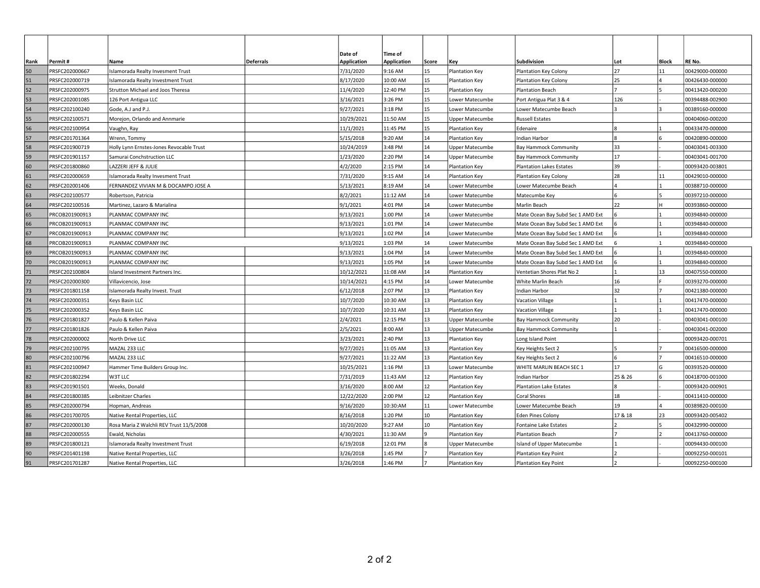| Rank | Permit # | Name | Deferrals | Date of Application | Time of Application | Score | Key | Subdivision | Lot | Block | RE No. |
|---|---|---|---|---|---|---|---|---|---|---|---|
| 50 | PRSFC202000667 | Islamorada Realty Invesment Trust | | 7/31/2020 | 9:16 AM | 15 | Plantation Key | Plantation Key Colony | 27 | 11 | 00429000-000000 |
| 51 | PRSFC202000719 | Islamorada Realty Investment Trust | | 8/17/2020 | 10:00 AM | 15 | Plantation Key | Plantation Key Colony | 25 | 4 | 00426430-000000 |
| 52 | PRSFC202000975 | Strutton Michael and Joos Theresa | | 11/4/2020 | 12:40 PM | 15 | Plantation Key | Plantation Beach | 7 | 5 | 00413420-000200 |
| 53 | PRSFC202001085 | 126 Port Antigua LLC | | 3/16/2021 | 3:26 PM | 15 | Lower Matecumbe | Port Antigua Plat 3 & 4 | 126 | - | 00394488-002900 |
| 54 | PRSFC202100240 | Gode, A.J and P.J. | | 9/27/2021 | 3:18 PM | 15 | Lower Matecumbe | Lower Matecumbe Beach | 3 | 3 | 00389160-000000 |
| 55 | PRSFC202100571 | Morejon, Orlando and Annmarie | | 10/29/2021 | 11:50 AM | 15 | Upper Matecumbe | Russell Estates | | | 00404060-000200 |
| 56 | PRSFC202100954 | Vaughn, Ray | | 11/1/2021 | 11:45 PM | 15 | Plantation Key | Edenaire | 8 | 1 | 00433470-000000 |
| 57 | PRSFC201701364 | Wrenn, Tommy | | 5/15/2018 | 9:20 AM | 14 | Plantation Key | Indian Harbor | 8 | 6 | 00420890-000000 |
| 58 | PRSFC201900719 | Holly Lynn Ernstes-Jones Revocable Trust | | 10/24/2019 | 3:48 PM | 14 | Upper Matecumbe | Bay Hammock Community | 33 | - | 00403041-003300 |
| 59 | PRSFC201901157 | Samurai Conchstruction LLC | | 1/23/2020 | 2:20 PM | 14 | Upper Matecumbe | Bay Hammock Community | 17 | - | 00403041-001700 |
| 60 | PRSFC201800860 | LAZZERI JEFF & JULIE | | 4/2/2020 | 2:15 PM | 14 | Plantation Key | Plantation Lakes Estates | 39 | - | 00093420-003801 |
| 61 | PRSFC202000659 | Islamorada Realty Investment Trust | | 7/31/2020 | 9:15 AM | 14 | Plantation Key | Plantation Key Colony | 28 | 11 | 00429010-000000 |
| 62 | PRSFC202001406 | FERNANDEZ VIVIAN M & DOCAMPO JOSE A | | 5/13/2021 | 8:19 AM | 14 | Lower Matecumbe | Lower Matecumbe Beach | 4 | 1 | 00388710-000000 |
| 63 | PRSFC202100577 | Robertson, Patricia | | 8/2/2021 | 11:12 AM | 14 | Lower Matecumbe | Matecumbe Key | 6 | 5 | 00397210-000000 |
| 64 | PRSFC202100516 | Martinez, Lazaro & Marialina | | 9/1/2021 | 4:01 PM | 14 | Lower Matecumbe | Marlin Beach | 22 | H | 00393860-000000 |
| 65 | PRCOB201900913 | PLANMAC COMPANY INC | | 9/13/2021 | 1:00 PM | 14 | Lower Matecumbe | Mate Ocean Bay Subd Sec 1 AMD Ext | 6 | 1 | 00394840-000000 |
| 66 | PRCOB201900913 | PLANMAC COMPANY INC | | 9/13/2021 | 1:01 PM | 14 | Lower Matecumbe | Mate Ocean Bay Subd Sec 1 AMD Ext | 6 | 1 | 00394840-000000 |
| 67 | PRCOB201900913 | PLANMAC COMPANY INC | | 9/13/2021 | 1:02 PM | 14 | Lower Matecumbe | Mate Ocean Bay Subd Sec 1 AMD Ext | 6 | 1 | 00394840-000000 |
| 68 | PRCOB201900913 | PLANMAC COMPANY INC | | 9/13/2021 | 1:03 PM | 14 | Lower Matecumbe | Mate Ocean Bay Subd Sec 1 AMD Ext | 6 | 1 | 00394840-000000 |
| 69 | PRCOB201900913 | PLANMAC COMPANY INC | | 9/13/2021 | 1:04 PM | 14 | Lower Matecumbe | Mate Ocean Bay Subd Sec 1 AMD Ext | 6 | 1 | 00394840-000000 |
| 70 | PRCOB201900913 | PLANMAC COMPANY INC | | 9/13/2021 | 1:05 PM | 14 | Lower Matecumbe | Mate Ocean Bay Subd Sec 1 AMD Ext | 6 | 1 | 00394840-000000 |
| 71 | PRSFC202100804 | Island Investment Partners Inc. | | 10/12/2021 | 11:08 AM | 14 | Plantation Key | Ventetian Shores Plat No 2 | 1 | 13 | 00407550-000000 |
| 72 | PRSFC202000300 | Villavicencio, Jose | | 10/14/2021 | 4:15 PM | 14 | Lower Matecumbe | White Marlin Beach | 16 | F | 00393270-000000 |
| 73 | PRSFC201801158 | Islamorada Realty Invest. Trust | | 6/12/2018 | 2:07 PM | 13 | Plantation Key | Indian Harbor | 32 | 7 | 00421380-000000 |
| 74 | PRSFC202000351 | Keys Basin LLC | | 10/7/2020 | 10:30 AM | 13 | Plantation Key | Vacation Village | 1 | 1 | 00417470-000000 |
| 75 | PRSFC202000352 | Keys Basin LLC | | 10/7/2020 | 10:31 AM | 13 | Plantation Key | Vacation Village | 1 | 1 | 00417470-000000 |
| 76 | PRSFC201801827 | Paulo & Kellen Paiva | | 2/4/2021 | 12:15 PM | 13 | Upper Matecumbe | Bay Hammock Community | 20 | - | 00403041-000100 |
| 77 | PRSFC201801826 | Paulo & Kellen Paiva | | 2/5/2021 | 8:00 AM | 13 | Upper Matecumbe | Bay Hammock Community | 1 | - | 00403041-002000 |
| 78 | PRSFC202000002 | North Drive LLC | | 3/23/2021 | 2:40 PM | 13 | Plantation Key | Long Island Point | | | 00093420-000701 |
| 79 | PRSFC202100795 | MAZAL 233 LLC | | 9/27/2021 | 11:05 AM | 13 | Plantation Key | Key Heights Sect 2 | 5 | 7 | 00416500-000000 |
| 80 | PRSFC202100796 | MAZAL 233 LLC | | 9/27/2021 | 11:22 AM | 13 | Plantation Key | Key Heights Sect 2 | 6 | 7 | 00416510-000000 |
| 81 | PRSFC202100947 | Hammer Time Builders Group Inc. | | 10/25/2021 | 1:16 PM | 13 | Lower Matecumbe | WHITE MARLIN BEACH SEC 1 | 17 | G | 00393520-000000 |
| 82 | PRSFC201802294 | W3T LLC | | 7/31/2019 | 11:43 AM | 12 | Plantation Key | Indian Harbor | 25 & 26 | 6 | 00418700-001000 |
| 83 | PRSFC201901501 | Weeks, Donald | | 3/16/2020 | 8:00 AM | 12 | Plantation Key | Plantation Lakes Estates | 8 | - | 00093420-000901 |
| 84 | PRSFC201800385 | Leibnitzer Charles | | 12/22/2020 | 2:00 PM | 12 | Plantation Key | Coral Shores | 18 | - | 00411410-000000 |
| 85 | PRSFC202000794 | Hopman, Andreas | | 9/16/2020 | 10:30:AM | 11 | Lower Matecumbe | Lower Matecumbe Beach | 19 | 4 | 00389820-000100 |
| 86 | PRSFC201700705 | Native Rental Properties, LLC | | 8/16/2018 | 1:20 PM | 10 | Plantation Key | Eden Pines Colony | 17 & 18 | 23 | 00093420-005402 |
| 87 | PRSFC202000130 | Rosa Maria Z Walchli REV Trust 11/5/2008 | | 10/20/2020 | 9:27 AM | 10 | Plantation Key | Fontaine Lake Estates | 2 | 5 | 00432990-000000 |
| 88 | PRSFC202000555 | Ewald, Nicholas | | 4/30/2021 | 11:30 AM | 9 | Plantation Key | Plantation Beach | 7 | 2 | 00413760-000000 |
| 89 | PRSFC201800121 | Islamorada Realty Investment Trust | | 6/19/2018 | 12:01 PM | 8 | Upper Matecumbe | Island of Upper Matecumbe | 1 | - | 00094430-000100 |
| 90 | PRSFC201401198 | Native Rental Properties, LLC | | 3/26/2018 | 1:45 PM | 7 | Plantation Key | Plantation Key Point | 2 | - | 00092250-000101 |
| 91 | PRSFC201701287 | Native Rental Properties, LLC | | 3/26/2018 | 1:46 PM | 7 | Plantation Key | Plantation Key Point | 2 | - | 00092250-000100 |